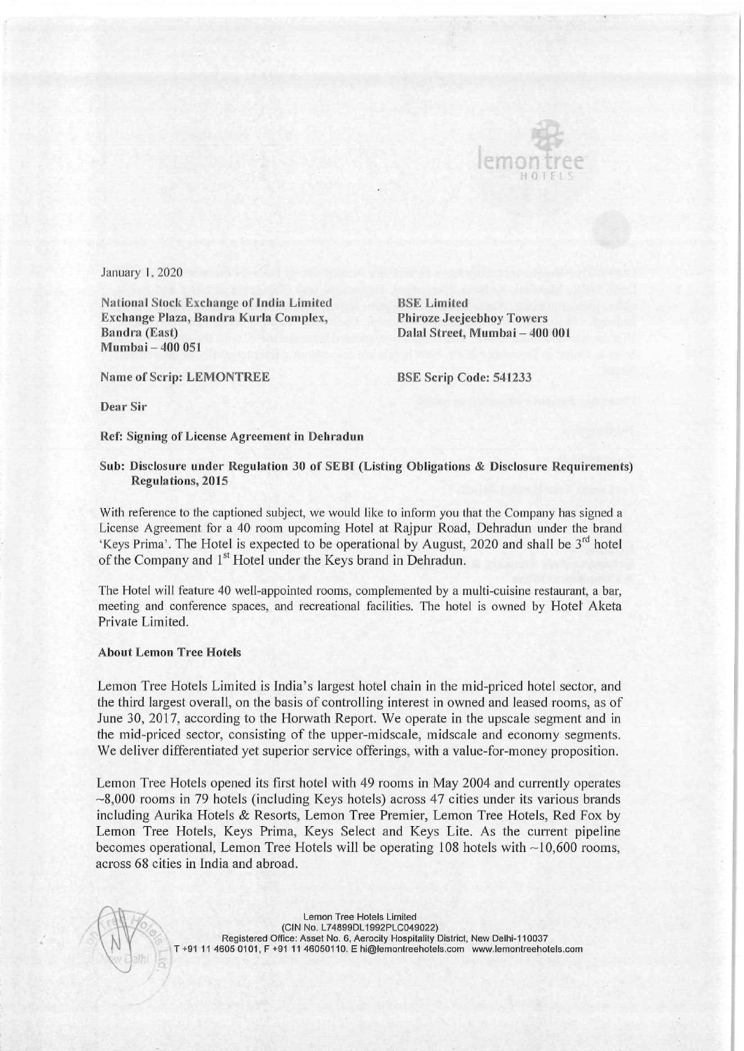January 1, 2020

National Stock Exchange of India Limited
Exchange Plaza, Bandra Kurla Complex,
Bandra (East)
Mumbai – 400 051

BSE Limited
Phiroze Jeejeebhoy Towers
Dalal Street, Mumbai – 400 001

Name of Scrip: LEMONTREE

BSE Scrip Code: 541233

Dear Sir

**Ref: Signing of License Agreement in Dehradun**

**Sub: Disclosure under Regulation 30 of SEBI (Listing Obligations & Disclosure Requirements) Regulations, 2015**

With reference to the captioned subject, we would like to inform you that the Company has signed a License Agreement for a 40 room upcoming Hotel at Rajpur Road, Dehradun under the brand 'Keys Prima'. The Hotel is expected to be operational by August, 2020 and shall be 3rd hotel of the Company and 1st Hotel under the Keys brand in Dehradun.

The Hotel will feature 40 well-appointed rooms, complemented by a multi-cuisine restaurant, a bar, meeting and conference spaces, and recreational facilities. The hotel is owned by Hotel Aketa Private Limited.

**About Lemon Tree Hotels**

Lemon Tree Hotels Limited is India's largest hotel chain in the mid-priced hotel sector, and the third largest overall, on the basis of controlling interest in owned and leased rooms, as of June 30, 2017, according to the Horwath Report. We operate in the upscale segment and in the mid-priced sector, consisting of the upper-midscale, midscale and economy segments. We deliver differentiated yet superior service offerings, with a value-for-money proposition.

Lemon Tree Hotels opened its first hotel with 49 rooms in May 2004 and currently operates ~8,000 rooms in 79 hotels (including Keys hotels) across 47 cities under its various brands including Aurika Hotels & Resorts, Lemon Tree Premier, Lemon Tree Hotels, Red Fox by Lemon Tree Hotels, Keys Prima, Keys Select and Keys Lite. As the current pipeline becomes operational, Lemon Tree Hotels will be operating 108 hotels with ~10,600 rooms, across 68 cities in India and abroad.

Lemon Tree Hotels Limited
(CIN No. L74899DL1992PLC049022)
Registered Office: Asset No. 6, Aerocity Hospitality District, New Delhi-110037
T +91 11 4605 0101, F +91 11 46050110. E hi@lemontreehotels.com www.lemontreehotels.com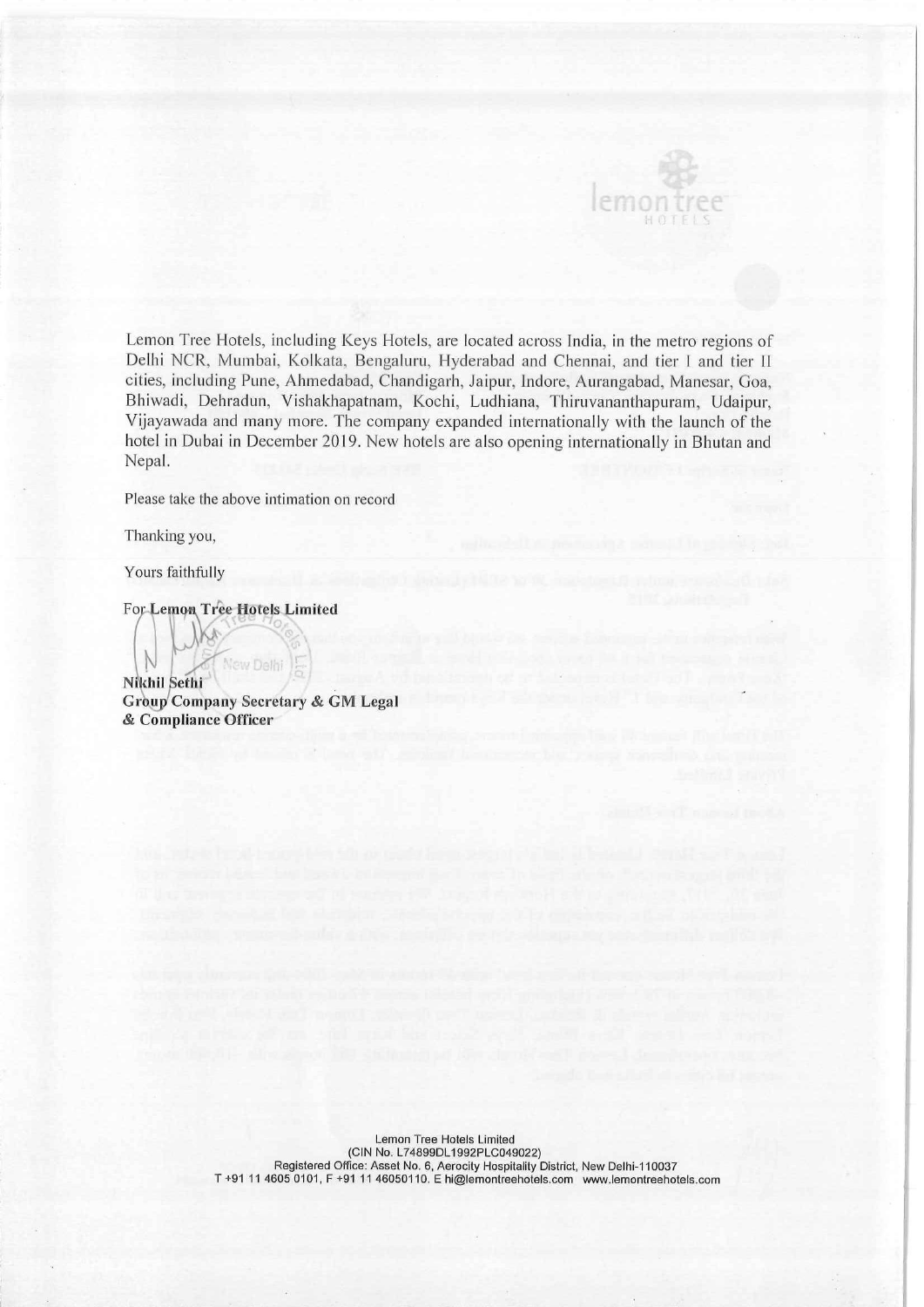Lemon Tree Hotels, including Keys Hotels, are located across India, in the metro regions of Delhi NCR, Mumbai, Kolkata, Bengaluru, Hyderabad and Chennai, and tier I and tier II cities, including Pune, Ahmedabad, Chandigarh, Jaipur, Indore, Aurangabad, Manesar, Goa, Bhiwadi, Dehradun, Vishakhapatnam, Kochi, Ludhiana, Thiruvananthapuram, Udaipur, Vijayawada and many more. The company expanded internationally with the launch of the hotel in Dubai in December 2019. New hotels are also opening internationally in Bhutan and Nepal.

Please take the above intimation on record

Thanking you,

Yours faithfully

For **Lemon Tree Hotels Limited**

**Nikhil Sethi**
**Group Company Secretary & GM Legal**
**& Compliance Officer**

Lemon Tree Hotels Limited
(CIN No. L74899DL1992PLC049022)
Registered Office: Asset No. 6, Aerocity Hospitality District, New Delhi-110037
T +91 11 4605 0101, F +91 11 46050110. E hi@lemontreehotels.com www.lemontreehotels.com